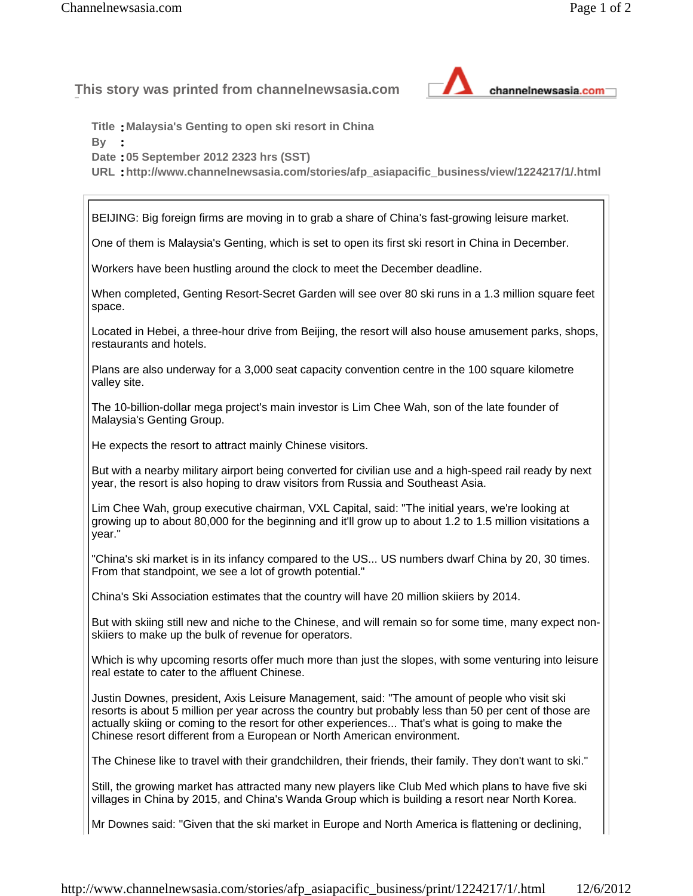This story was printed from channelnewsasia.com

**Title :** Malaysia's Genting to open ski resort in China
**By :**
**Date :** 05 September 2012 2323 hrs (SST)
**URL :** http://www.channelnewsasia.com/stories/afp_asiapacific_business/view/1224217/1/.html

BEIJING: Big foreign firms are moving in to grab a share of China's fast-growing leisure market.

One of them is Malaysia's Genting, which is set to open its first ski resort in China in December.

Workers have been hustling around the clock to meet the December deadline.

When completed, Genting Resort-Secret Garden will see over 80 ski runs in a 1.3 million square feet space.

Located in Hebei, a three-hour drive from Beijing, the resort will also house amusement parks, shops, restaurants and hotels.

Plans are also underway for a 3,000 seat capacity convention centre in the 100 square kilometre valley site.

The 10-billion-dollar mega project's main investor is Lim Chee Wah, son of the late founder of Malaysia's Genting Group.

He expects the resort to attract mainly Chinese visitors.

But with a nearby military airport being converted for civilian use and a high-speed rail ready by next year, the resort is also hoping to draw visitors from Russia and Southeast Asia.

Lim Chee Wah, group executive chairman, VXL Capital, said: "The initial years, we're looking at growing up to about 80,000 for the beginning and it'll grow up to about 1.2 to 1.5 million visitations a year."

"China's ski market is in its infancy compared to the US... US numbers dwarf China by 20, 30 times. From that standpoint, we see a lot of growth potential."

China's Ski Association estimates that the country will have 20 million skiers by 2014.

But with skiing still new and niche to the Chinese, and will remain so for some time, many expect non-skiers to make up the bulk of revenue for operators.

Which is why upcoming resorts offer much more than just the slopes, with some venturing into leisure real estate to cater to the affluent Chinese.

Justin Downes, president, Axis Leisure Management, said: "The amount of people who visit ski resorts is about 5 million per year across the country but probably less than 50 per cent of those are actually skiing or coming to the resort for other experiences... That's what is going to make the Chinese resort different from a European or North American environment.

The Chinese like to travel with their grandchildren, their friends, their family. They don't want to ski."

Still, the growing market has attracted many new players like Club Med which plans to have five ski villages in China by 2015, and China's Wanda Group which is building a resort near North Korea.

Mr Downes said: "Given that the ski market in Europe and North America is flattening or declining,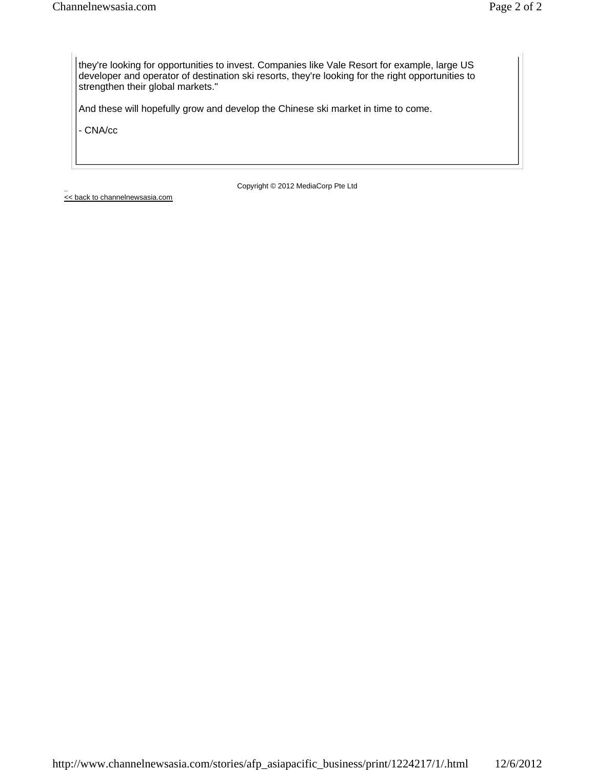they're looking for opportunities to invest. Companies like Vale Resort for example, large US developer and operator of destination ski resorts, they're looking for the right opportunities to strengthen their global markets."

And these will hopefully grow and develop the Chinese ski market in time to come.

- CNA/cc

Copyright © 2012 MediaCorp Pte Ltd

<< back to channelnewsasia.com